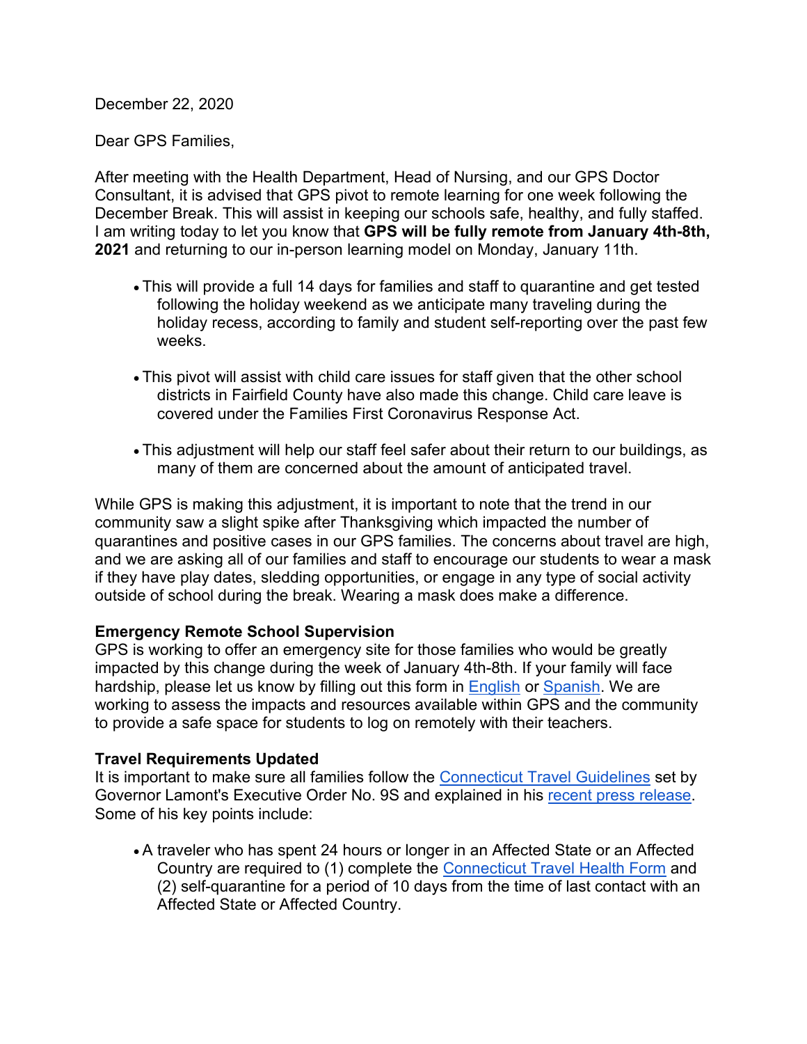December 22, 2020

Dear GPS Families,

After meeting with the Health Department, Head of Nursing, and our GPS Doctor Consultant, it is advised that GPS pivot to remote learning for one week following the December Break. This will assist in keeping our schools safe, healthy, and fully staffed. I am writing today to let you know that **GPS will be fully remote from January 4th-8th, 2021** and returning to our in-person learning model on Monday, January 11th.

- This will provide a full 14 days for families and staff to quarantine and get tested following the holiday weekend as we anticipate many traveling during the holiday recess, according to family and student self-reporting over the past few weeks.

- This pivot will assist with child care issues for staff given that the other school districts in Fairfield County have also made this change. Child care leave is covered under the Families First Coronavirus Response Act.

- This adjustment will help our staff feel safer about their return to our buildings, as many of them are concerned about the amount of anticipated travel.

While GPS is making this adjustment, it is important to note that the trend in our community saw a slight spike after Thanksgiving which impacted the number of quarantines and positive cases in our GPS families. The concerns about travel are high, and we are asking all of our families and staff to encourage our students to wear a mask if they have play dates, sledding opportunities, or engage in any type of social activity outside of school during the break. Wearing a mask does make a difference.

**Emergency Remote School Supervision**

GPS is working to offer an emergency site for those families who would be greatly impacted by this change during the week of January 4th-8th. If your family will face hardship, please let us know by filling out this form in English or Spanish. We are working to assess the impacts and resources available within GPS and the community to provide a safe space for students to log on remotely with their teachers.

**Travel Requirements Updated**

It is important to make sure all families follow the Connecticut Travel Guidelines set by Governor Lamont's Executive Order No. 9S and explained in his recent press release. Some of his key points include:

- A traveler who has spent 24 hours or longer in an Affected State or an Affected Country are required to (1) complete the Connecticut Travel Health Form and (2) self-quarantine for a period of 10 days from the time of last contact with an Affected State or Affected Country.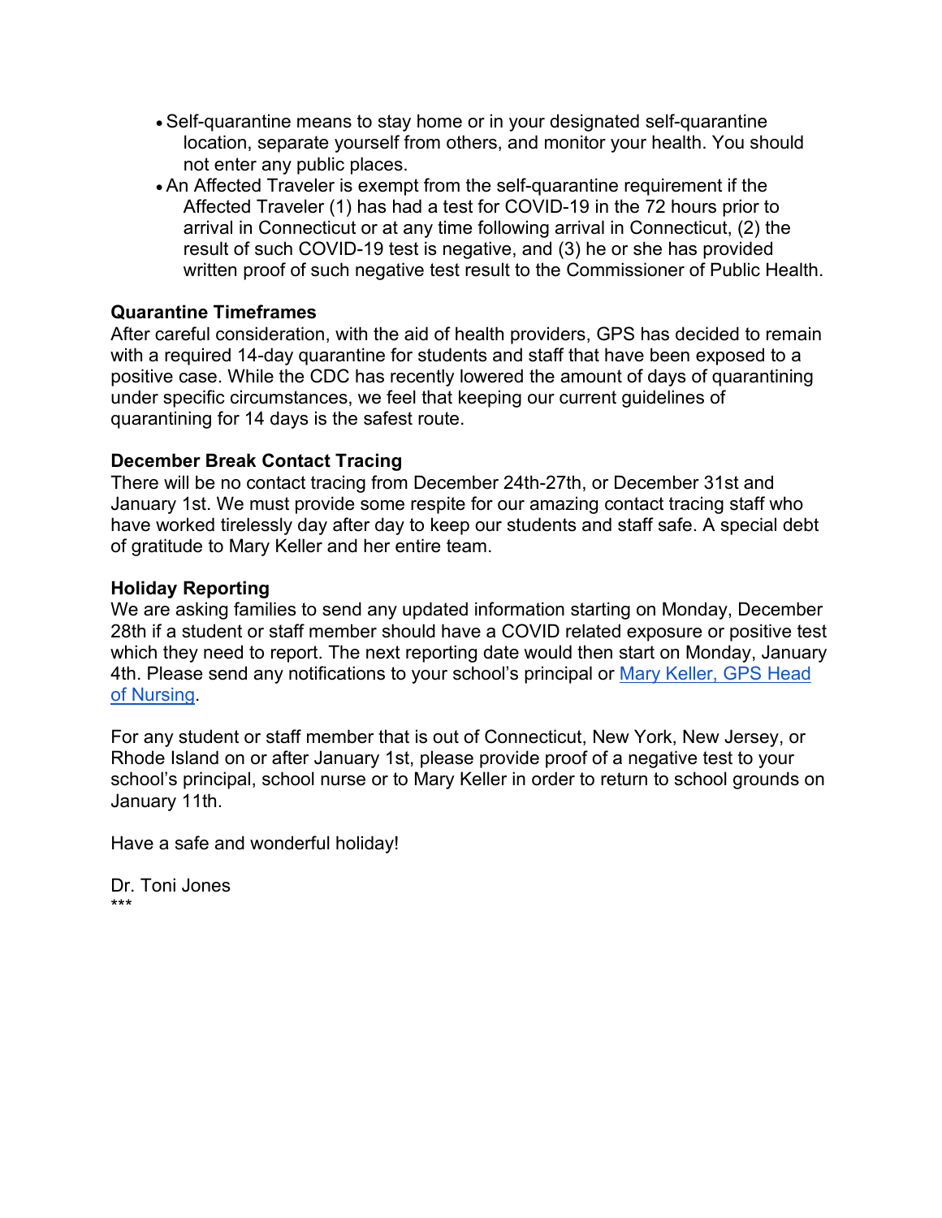- Self-quarantine means to stay home or in your designated self-quarantine location, separate yourself from others, and monitor your health. You should not enter any public places.
- An Affected Traveler is exempt from the self-quarantine requirement if the Affected Traveler (1) has had a test for COVID-19 in the 72 hours prior to arrival in Connecticut or at any time following arrival in Connecticut, (2) the result of such COVID-19 test is negative, and (3) he or she has provided written proof of such negative test result to the Commissioner of Public Health.

**Quarantine Timeframes**
After careful consideration, with the aid of health providers, GPS has decided to remain with a required 14-day quarantine for students and staff that have been exposed to a positive case. While the CDC has recently lowered the amount of days of quarantining under specific circumstances, we feel that keeping our current guidelines of quarantining for 14 days is the safest route.

**December Break Contact Tracing**
There will be no contact tracing from December 24th-27th, or December 31st and January 1st. We must provide some respite for our amazing contact tracing staff who have worked tirelessly day after day to keep our students and staff safe. A special debt of gratitude to Mary Keller and her entire team.

**Holiday Reporting**
We are asking families to send any updated information starting on Monday, December 28th if a student or staff member should have a COVID related exposure or positive test which they need to report. The next reporting date would then start on Monday, January 4th. Please send any notifications to your school's principal or [Mary Keller, GPS Head of Nursing]().

For any student or staff member that is out of Connecticut, New York, New Jersey, or Rhode Island on or after January 1st, please provide proof of a negative test to your school's principal, school nurse or to Mary Keller in order to return to school grounds on January 11th.

Have a safe and wonderful holiday!

Dr. Toni Jones
***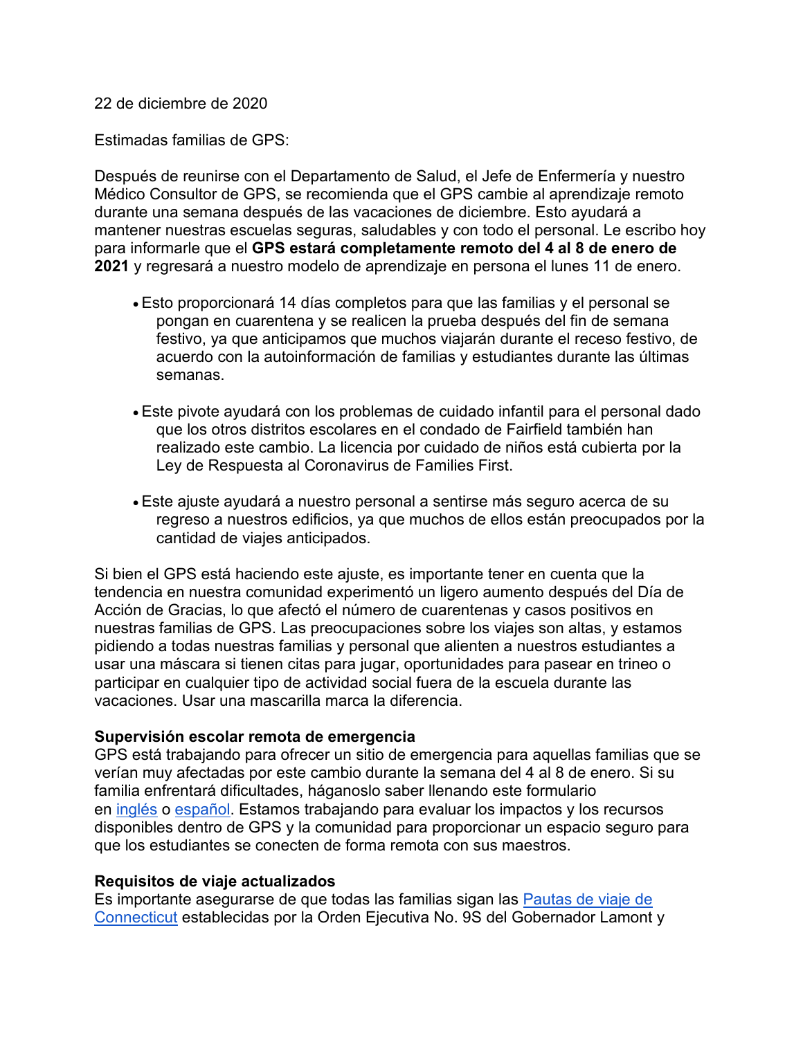22 de diciembre de 2020

Estimadas familias de GPS:

Después de reunirse con el Departamento de Salud, el Jefe de Enfermería y nuestro Médico Consultor de GPS, se recomienda que el GPS cambie al aprendizaje remoto durante una semana después de las vacaciones de diciembre. Esto ayudará a mantener nuestras escuelas seguras, saludables y con todo el personal. Le escribo hoy para informarle que el **GPS estará completamente remoto del 4 al 8 de enero de 2021** y regresará a nuestro modelo de aprendizaje en persona el lunes 11 de enero.

- Esto proporcionará 14 días completos para que las familias y el personal se pongan en cuarentena y se realicen la prueba después del fin de semana festivo, ya que anticipamos que muchos viajarán durante el receso festivo, de acuerdo con la autoinformación de familias y estudiantes durante las últimas semanas.

- Este pivote ayudará con los problemas de cuidado infantil para el personal dado que los otros distritos escolares en el condado de Fairfield también han realizado este cambio. La licencia por cuidado de niños está cubierta por la Ley de Respuesta al Coronavirus de Families First.

- Este ajuste ayudará a nuestro personal a sentirse más seguro acerca de su regreso a nuestros edificios, ya que muchos de ellos están preocupados por la cantidad de viajes anticipados.

Si bien el GPS está haciendo este ajuste, es importante tener en cuenta que la tendencia en nuestra comunidad experimentó un ligero aumento después del Día de Acción de Gracias, lo que afectó el número de cuarentenas y casos positivos en nuestras familias de GPS. Las preocupaciones sobre los viajes son altas, y estamos pidiendo a todas nuestras familias y personal que alienten a nuestros estudiantes a usar una máscara si tienen citas para jugar, oportunidades para pasear en trineo o participar en cualquier tipo de actividad social fuera de la escuela durante las vacaciones. Usar una mascarilla marca la diferencia.

**Supervisión escolar remota de emergencia**
GPS está trabajando para ofrecer un sitio de emergencia para aquellas familias que se verían muy afectadas por este cambio durante la semana del 4 al 8 de enero. Si su familia enfrentará dificultades, háganoslo saber llenando este formulario en inglés o español. Estamos trabajando para evaluar los impactos y los recursos disponibles dentro de GPS y la comunidad para proporcionar un espacio seguro para que los estudiantes se conecten de forma remota con sus maestros.

**Requisitos de viaje actualizados**
Es importante asegurarse de que todas las familias sigan las Pautas de viaje de Connecticut establecidas por la Orden Ejecutiva No. 9S del Gobernador Lamont y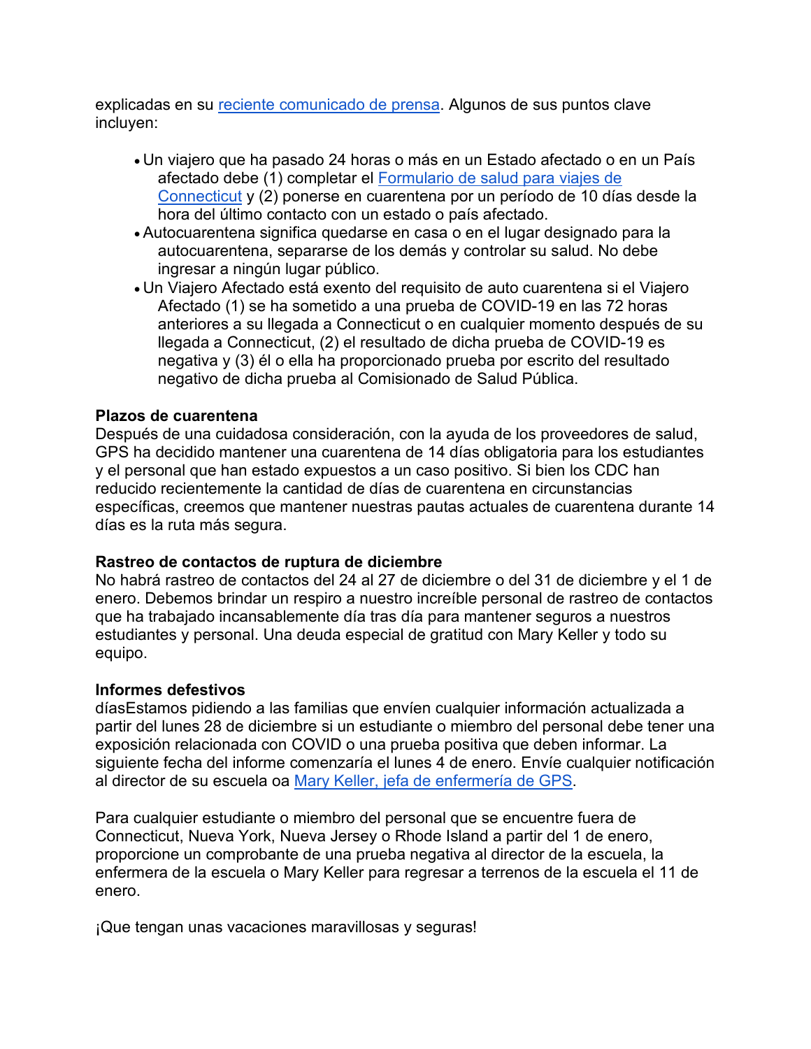explicadas en su [reciente comunicado de prensa](). Algunos de sus puntos clave incluyen:

- Un viajero que ha pasado 24 horas o más en un Estado afectado o en un País afectado debe (1) completar el [Formulario de salud para viajes de Connecticut]() y (2) ponerse en cuarentena por un período de 10 días desde la hora del último contacto con un estado o país afectado.
- Autocuarentena significa quedarse en casa o en el lugar designado para la autocuarentena, separarse de los demás y controlar su salud. No debe ingresar a ningún lugar público.
- Un Viajero Afectado está exento del requisito de auto cuarentena si el Viajero Afectado (1) se ha sometido a una prueba de COVID-19 en las 72 horas anteriores a su llegada a Connecticut o en cualquier momento después de su llegada a Connecticut, (2) el resultado de dicha prueba de COVID-19 es negativa y (3) él o ella ha proporcionado prueba por escrito del resultado negativo de dicha prueba al Comisionado de Salud Pública.

**Plazos de cuarentena**
Después de una cuidadosa consideración, con la ayuda de los proveedores de salud, GPS ha decidido mantener una cuarentena de 14 días obligatoria para los estudiantes y el personal que han estado expuestos a un caso positivo. Si bien los CDC han reducido recientemente la cantidad de días de cuarentena en circunstancias específicas, creemos que mantener nuestras pautas actuales de cuarentena durante 14 días es la ruta más segura.

**Rastreo de contactos de ruptura de diciembre**
No habrá rastreo de contactos del 24 al 27 de diciembre o del 31 de diciembre y el 1 de enero. Debemos brindar un respiro a nuestro increíble personal de rastreo de contactos que ha trabajado incansablemente día tras día para mantener seguros a nuestros estudiantes y personal. Una deuda especial de gratitud con Mary Keller y todo su equipo.

**Informes defestivos**
díasEstamos pidiendo a las familias que envíen cualquier información actualizada a partir del lunes 28 de diciembre si un estudiante o miembro del personal debe tener una exposición relacionada con COVID o una prueba positiva que deben informar. La siguiente fecha del informe comenzaría el lunes 4 de enero. Envíe cualquier notificación al director de su escuela oa [Mary Keller, jefa de enfermería de GPS]().

Para cualquier estudiante o miembro del personal que se encuentre fuera de Connecticut, Nueva York, Nueva Jersey o Rhode Island a partir del 1 de enero, proporcione un comprobante de una prueba negativa al director de la escuela, la enfermera de la escuela o Mary Keller para regresar a terrenos de la escuela el 11 de enero.

¡Que tengan unas vacaciones maravillosas y seguras!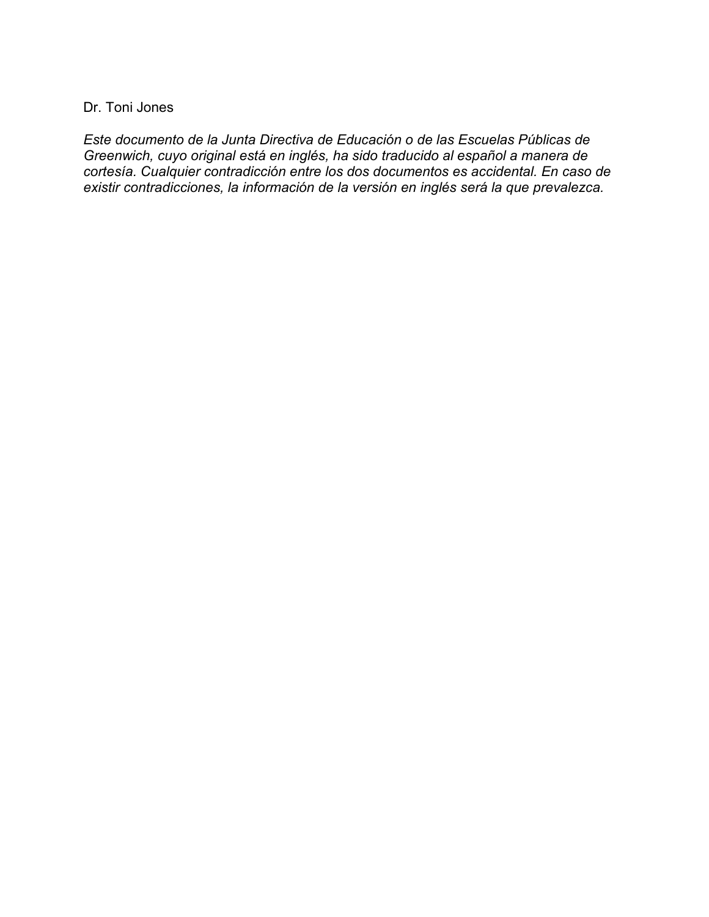Dr. Toni Jones

*Este documento de la Junta Directiva de Educación o de las Escuelas Públicas de Greenwich, cuyo original está en inglés, ha sido traducido al español a manera de cortesía. Cualquier contradicción entre los dos documentos es accidental. En caso de existir contradicciones, la información de la versión en inglés será la que prevalezca.*